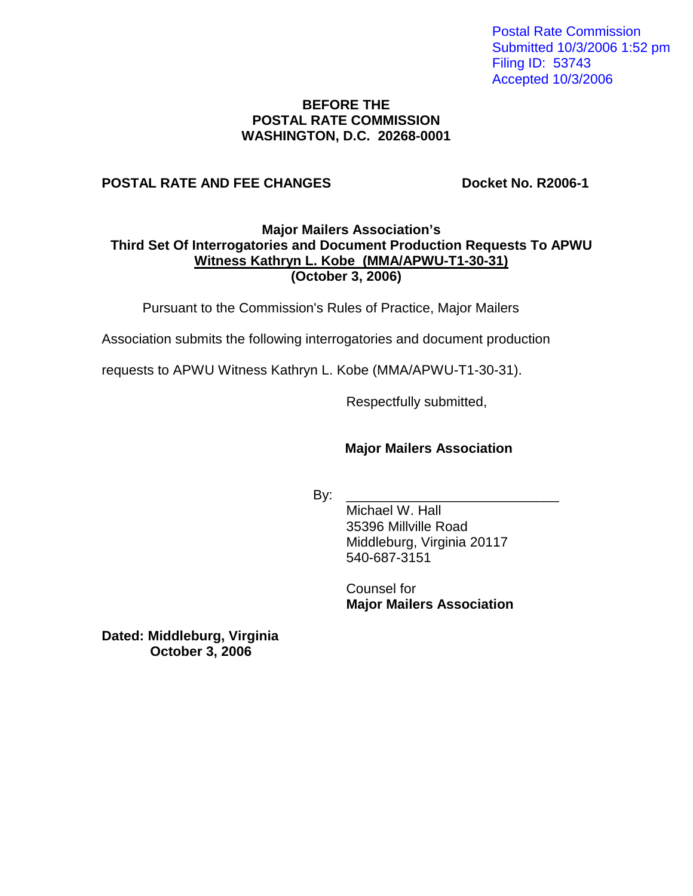Postal Rate Commission
Submitted 10/3/2006 1:52 pm
Filing ID: 53743
Accepted 10/3/2006

**BEFORE THE**
**POSTAL RATE COMMISSION**
**WASHINGTON, D.C. 20268-0001**

**POSTAL RATE AND FEE CHANGES** **Docket No. R2006-1**

**Major Mailers Association's**
**Third Set Of Interrogatories and Document Production Requests To APWU**
**Witness Kathryn L. Kobe (MMA/APWU-T1-30-31)**
**(October 3, 2006)**

Pursuant to the Commission's Rules of Practice, Major Mailers Association submits the following interrogatories and document production requests to APWU Witness Kathryn L. Kobe (MMA/APWU-T1-30-31).

Respectfully submitted,

**Major Mailers Association**

By: ____________________________
Michael W. Hall
35396 Millville Road
Middleburg, Virginia 20117
540-687-3151

Counsel for
**Major Mailers Association**

**Dated: Middleburg, Virginia**
**October 3, 2006**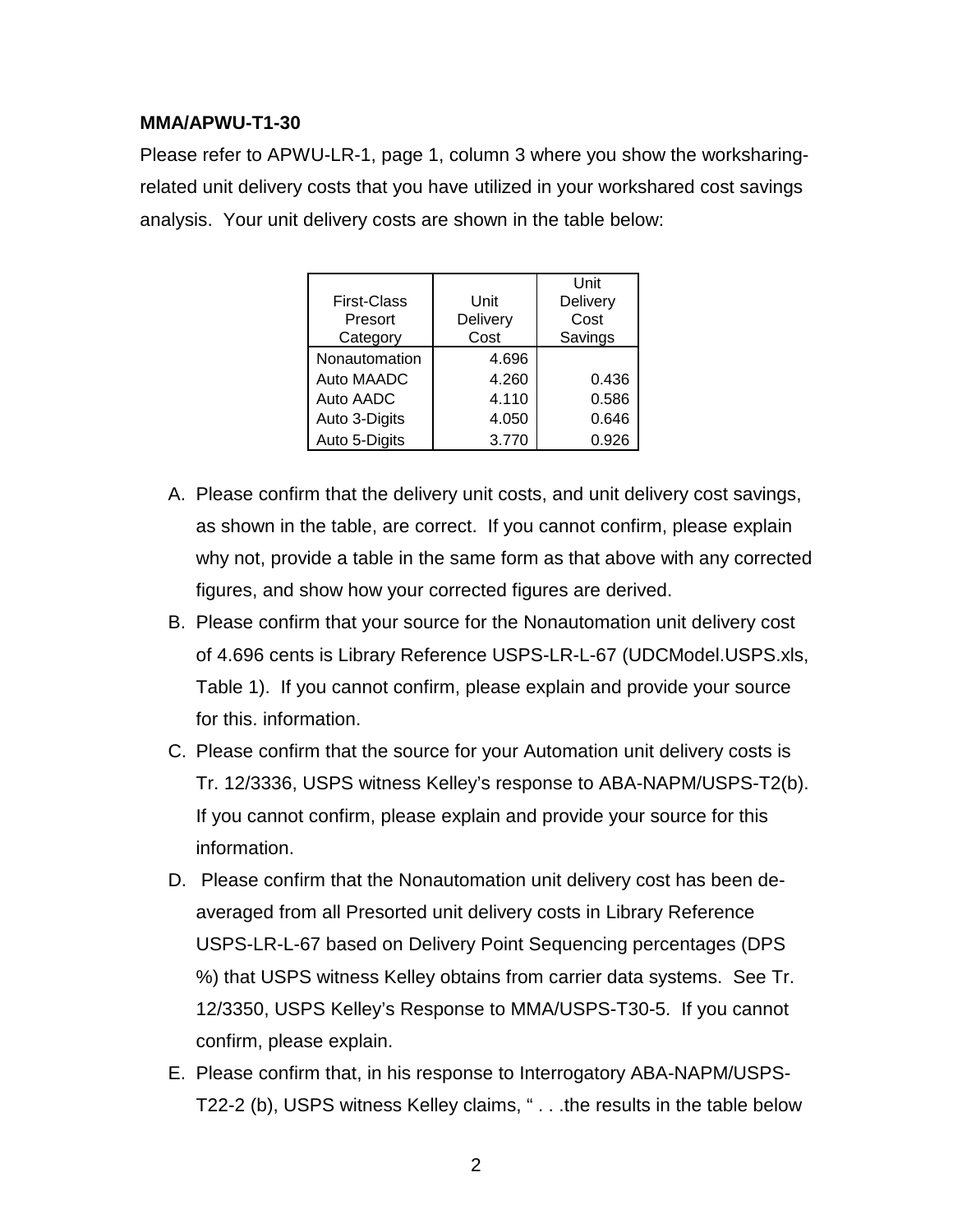**MMA/APWU-T1-30**

Please refer to APWU-LR-1, page 1, column 3 where you show the worksharing-related unit delivery costs that you have utilized in your workshared cost savings analysis. Your unit delivery costs are shown in the table below:

| First-Class Presort Category | Unit Delivery Cost | Unit Delivery Cost Savings |
|---|---|---|
| Nonautomation | 4.696 | |
| Auto MAADC | 4.260 | 0.436 |
| Auto AADC | 4.110 | 0.586 |
| Auto 3-Digits | 4.050 | 0.646 |
| Auto 5-Digits | 3.770 | 0.926 |

A. Please confirm that the delivery unit costs, and unit delivery cost savings, as shown in the table, are correct. If you cannot confirm, please explain why not, provide a table in the same form as that above with any corrected figures, and show how your corrected figures are derived.

B. Please confirm that your source for the Nonautomation unit delivery cost of 4.696 cents is Library Reference USPS-LR-L-67 (UDCModel.USPS.xls, Table 1). If you cannot confirm, please explain and provide your source for this. information.

C. Please confirm that the source for your Automation unit delivery costs is Tr. 12/3336, USPS witness Kelley's response to ABA-NAPM/USPS-T2(b). If you cannot confirm, please explain and provide your source for this information.

D. Please confirm that the Nonautomation unit delivery cost has been de-averaged from all Presorted unit delivery costs in Library Reference USPS-LR-L-67 based on Delivery Point Sequencing percentages (DPS %) that USPS witness Kelley obtains from carrier data systems. See Tr. 12/3350, USPS Kelley's Response to MMA/USPS-T30-5. If you cannot confirm, please explain.

E. Please confirm that, in his response to Interrogatory ABA-NAPM/USPS-T22-2 (b), USPS witness Kelley claims, " . . .the results in the table below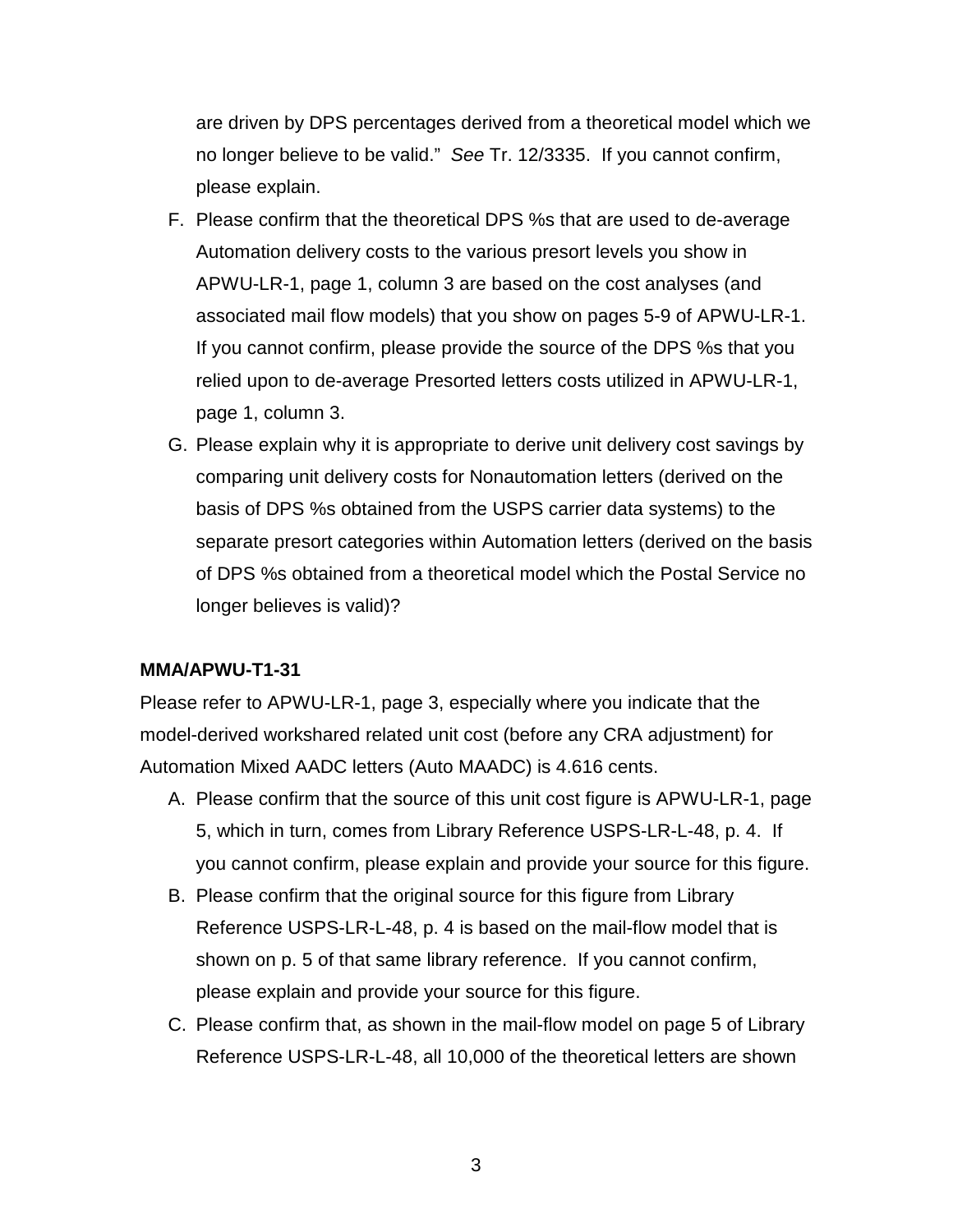are driven by DPS percentages derived from a theoretical model which we no longer believe to be valid." *See* Tr. 12/3335. If you cannot confirm, please explain.

F. Please confirm that the theoretical DPS %s that are used to de-average Automation delivery costs to the various presort levels you show in APWU-LR-1, page 1, column 3 are based on the cost analyses (and associated mail flow models) that you show on pages 5-9 of APWU-LR-1. If you cannot confirm, please provide the source of the DPS %s that you relied upon to de-average Presorted letters costs utilized in APWU-LR-1, page 1, column 3.

G. Please explain why it is appropriate to derive unit delivery cost savings by comparing unit delivery costs for Nonautomation letters (derived on the basis of DPS %s obtained from the USPS carrier data systems) to the separate presort categories within Automation letters (derived on the basis of DPS %s obtained from a theoretical model which the Postal Service no longer believes is valid)?

**MMA/APWU-T1-31**

Please refer to APWU-LR-1, page 3, especially where you indicate that the model-derived workshared related unit cost (before any CRA adjustment) for Automation Mixed AADC letters (Auto MAADC) is 4.616 cents.

A. Please confirm that the source of this unit cost figure is APWU-LR-1, page 5, which in turn, comes from Library Reference USPS-LR-L-48, p. 4. If you cannot confirm, please explain and provide your source for this figure.

B. Please confirm that the original source for this figure from Library Reference USPS-LR-L-48, p. 4 is based on the mail-flow model that is shown on p. 5 of that same library reference. If you cannot confirm, please explain and provide your source for this figure.

C. Please confirm that, as shown in the mail-flow model on page 5 of Library Reference USPS-LR-L-48, all 10,000 of the theoretical letters are shown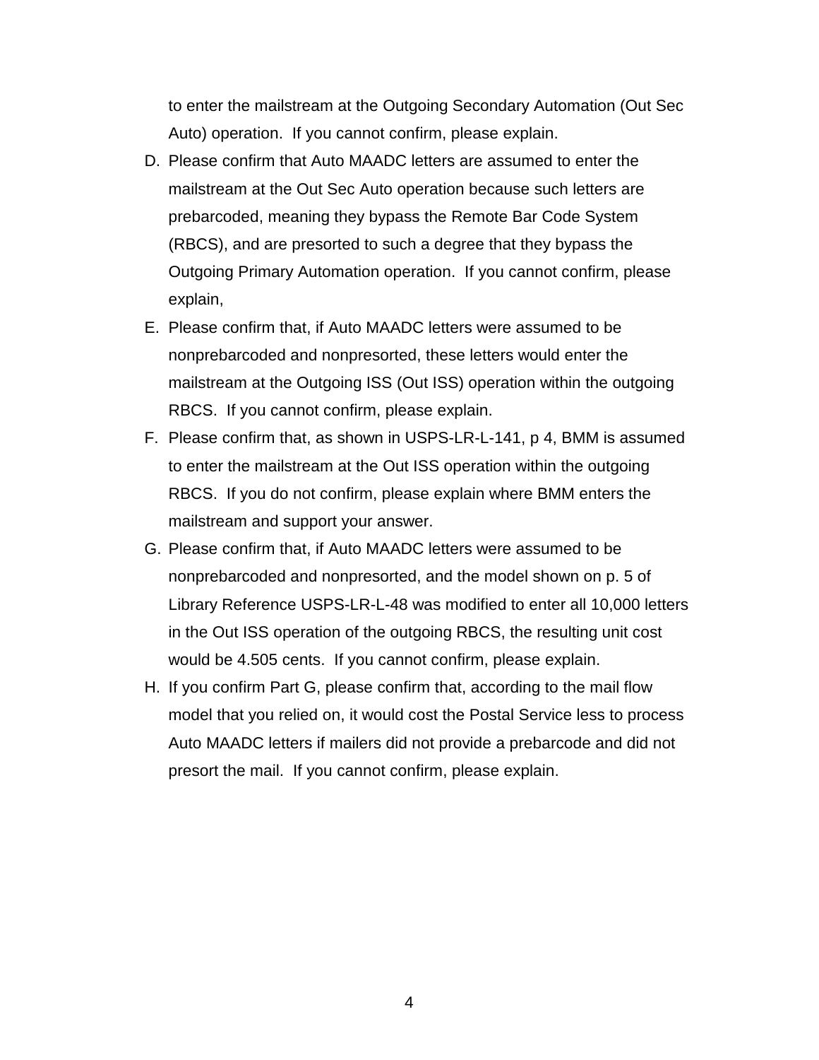to enter the mailstream at the Outgoing Secondary Automation (Out Sec Auto) operation. If you cannot confirm, please explain.

D. Please confirm that Auto MAADC letters are assumed to enter the mailstream at the Out Sec Auto operation because such letters are prebarcoded, meaning they bypass the Remote Bar Code System (RBCS), and are presorted to such a degree that they bypass the Outgoing Primary Automation operation. If you cannot confirm, please explain,

E. Please confirm that, if Auto MAADC letters were assumed to be nonprebarcoded and nonpresorted, these letters would enter the mailstream at the Outgoing ISS (Out ISS) operation within the outgoing RBCS. If you cannot confirm, please explain.

F. Please confirm that, as shown in USPS-LR-L-141, p 4, BMM is assumed to enter the mailstream at the Out ISS operation within the outgoing RBCS. If you do not confirm, please explain where BMM enters the mailstream and support your answer.

G. Please confirm that, if Auto MAADC letters were assumed to be nonprebarcoded and nonpresorted, and the model shown on p. 5 of Library Reference USPS-LR-L-48 was modified to enter all 10,000 letters in the Out ISS operation of the outgoing RBCS, the resulting unit cost would be 4.505 cents. If you cannot confirm, please explain.

H. If you confirm Part G, please confirm that, according to the mail flow model that you relied on, it would cost the Postal Service less to process Auto MAADC letters if mailers did not provide a prebarcode and did not presort the mail. If you cannot confirm, please explain.